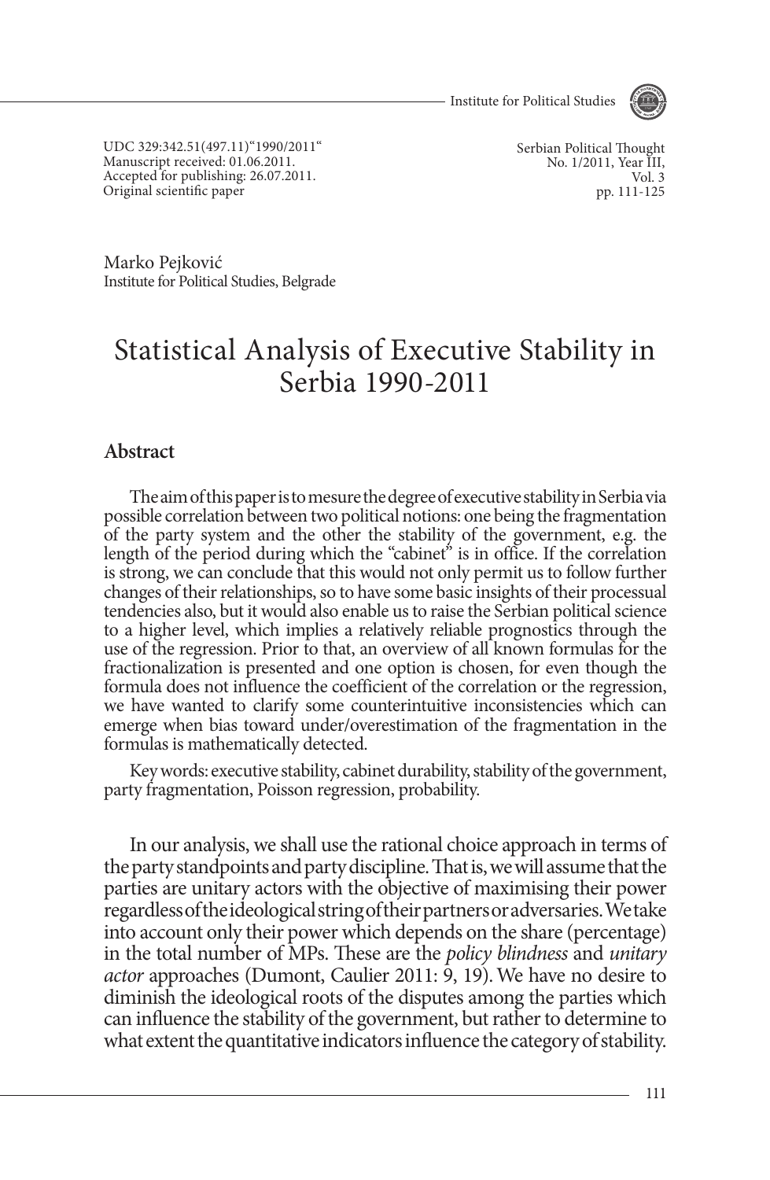UDC 329:342.51(497.11)"1990/2011"
Manuscript received: 01.06.2011.
Accepted for publishing: 26.07.2011.
Original scientific paper

Marko Pejković
Institute for Political Studies, Belgrade

# Statistical Analysis of Executive Stability in Serbia 1990-2011

## Abstract

The aim of this paper is to mesure the degree of executive stability in Serbia via possible correlation between two political notions: one being the fragmentation of the party system and the other the stability of the government, e.g. the length of the period during which the "cabinet" is in office. If the correlation is strong, we can conclude that this would not only permit us to follow further changes of their relationships, so to have some basic insights of their processual tendencies also, but it would also enable us to raise the Serbian political science to a higher level, which implies a relatively reliable prognostics through the use of the regression. Prior to that, an overview of all known formulas for the fractionalization is presented and one option is chosen, for even though the formula does not influence the coefficient of the correlation or the regression, we have wanted to clarify some counterintuitive inconsistencies which can emerge when bias toward under/overestimation of the fragmentation in the formulas is mathematically detected.

Key words: executive stability, cabinet durability, stability of the government, party fragmentation, Poisson regression, probability.

In our analysis, we shall use the rational choice approach in terms of the party standpoints and party discipline. That is, we will assume that the parties are unitary actors with the objective of maximising their power regardless of the ideological string of their partners or adversaries. We take into account only their power which depends on the share (percentage) in the total number of MPs. These are the *policy blindness* and *unitary actor* approaches (Dumont, Caulier 2011: 9, 19). We have no desire to diminish the ideological roots of the disputes among the parties which can influence the stability of the government, but rather to determine to what extent the quantitative indicators influence the category of stability.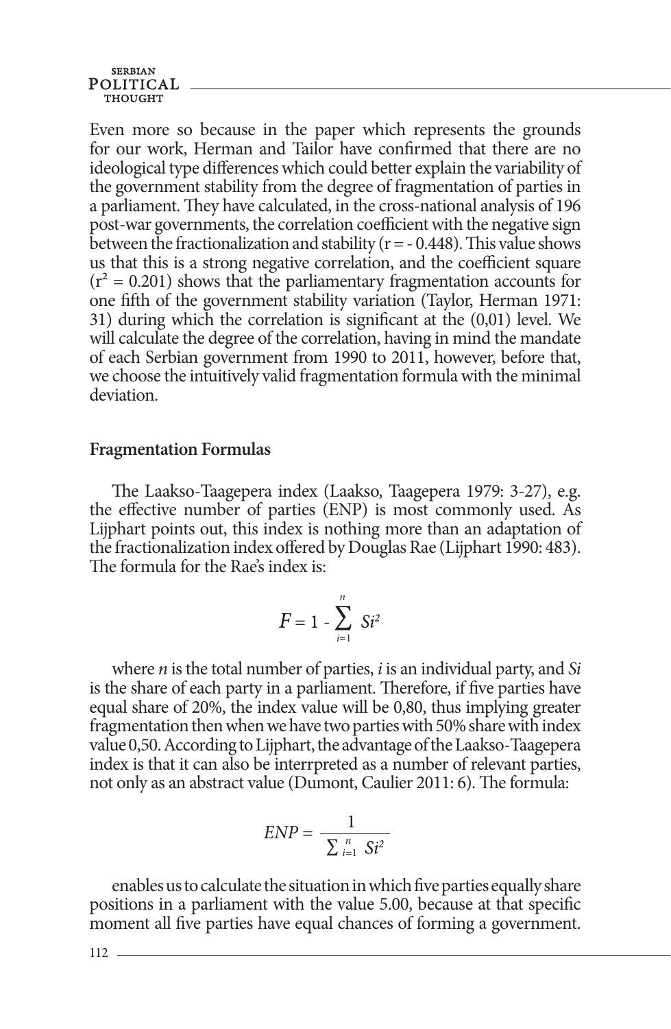Even more so because in the paper which represents the grounds for our work, Herman and Tailor have confirmed that there are no ideological type differences which could better explain the variability of the government stability from the degree of fragmentation of parties in a parliament. They have calculated, in the cross-national analysis of 196 post-war governments, the correlation coefficient with the negative sign between the fractionalization and stability ($r = -0.448$). This value shows us that this is a strong negative correlation, and the coefficient square ($r^2 = 0.201$) shows that the parliamentary fragmentation accounts for one fifth of the government stability variation (Taylor, Herman 1971: 31) during which the correlation is significant at the (0,01) level. We will calculate the degree of the correlation, having in mind the mandate of each Serbian government from 1990 to 2011, however, before that, we choose the intuitively valid fragmentation formula with the minimal deviation.

## Fragmentation Formulas

The Laakso-Taagepera index (Laakso, Taagepera 1979: 3-27), e.g. the effective number of parties (ENP) is most commonly used. As Lijphart points out, this index is nothing more than an adaptation of the fractionalization index offered by Douglas Rae (Lijphart 1990: 483). The formula for the Rae's index is:

$$F = 1 - \sum_{i=1}^{n} Si^2$$

where *n* is the total number of parties, *i* is an individual party, and *Si* is the share of each party in a parliament. Therefore, if five parties have equal share of 20%, the index value will be 0,80, thus implying greater fragmentation then when we have two parties with 50% share with index value 0,50. According to Lijphart, the advantage of the Laakso-Taagepera index is that it can also be interrpreted as a number of relevant parties, not only as an abstract value (Dumont, Caulier 2011: 6). The formula:

$$ENP = \frac{1}{\sum_{i=1}^{n} Si^2}$$

enables us to calculate the situation in which five parties equally share positions in a parliament with the value 5.00, because at that specific moment all five parties have equal chances of forming a government.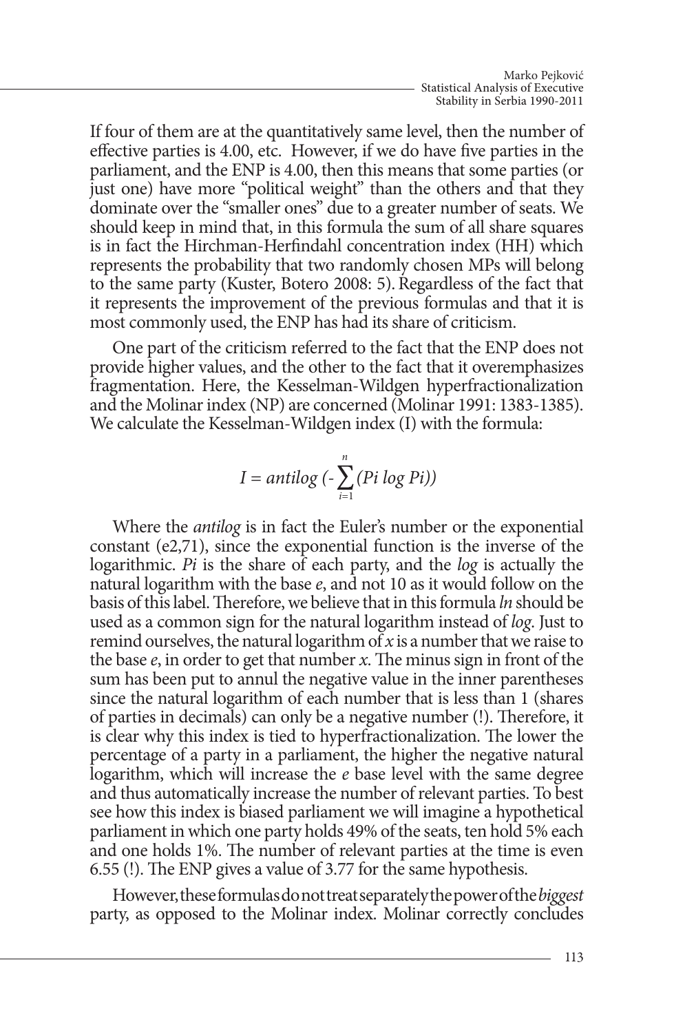If four of them are at the quantitatively same level, then the number of effective parties is 4.00, etc. However, if we do have five parties in the parliament, and the ENP is 4.00, then this means that some parties (or just one) have more "political weight" than the others and that they dominate over the "smaller ones" due to a greater number of seats. We should keep in mind that, in this formula the sum of all share squares is in fact the Hirchman-Herfindahl concentration index (HH) which represents the probability that two randomly chosen MPs will belong to the same party (Kuster, Botero 2008: 5). Regardless of the fact that it represents the improvement of the previous formulas and that it is most commonly used, the ENP has had its share of criticism.

One part of the criticism referred to the fact that the ENP does not provide higher values, and the other to the fact that it overemphasizes fragmentation. Here, the Kesselman-Wildgen hyperfractionalization and the Molinar index (NP) are concerned (Molinar 1991: 1383-1385). We calculate the Kesselman-Wildgen index (I) with the formula:

$$I = antilog\ (-\sum_{i=1}^{n}(Pi\ log\ Pi))$$

Where the *antilog* is in fact the Euler's number or the exponential constant (e2,71), since the exponential function is the inverse of the logarithmic. *Pi* is the share of each party, and the *log* is actually the natural logarithm with the base *e*, and not 10 as it would follow on the basis of this label. Therefore, we believe that in this formula *ln* should be used as a common sign for the natural logarithm instead of *log*. Just to remind ourselves, the natural logarithm of *x* is a number that we raise to the base *e*, in order to get that number *x*. The minus sign in front of the sum has been put to annul the negative value in the inner parentheses since the natural logarithm of each number that is less than 1 (shares of parties in decimals) can only be a negative number (!). Therefore, it is clear why this index is tied to hyperfractionalization. The lower the percentage of a party in a parliament, the higher the negative natural logarithm, which will increase the *e* base level with the same degree and thus automatically increase the number of relevant parties. To best see how this index is biased parliament we will imagine a hypothetical parliament in which one party holds 49% of the seats, ten hold 5% each and one holds 1%. The number of relevant parties at the time is even 6.55 (!). The ENP gives a value of 3.77 for the same hypothesis.

However, these formulas do not treat separately the power of the *biggest* party, as opposed to the Molinar index. Molinar correctly concludes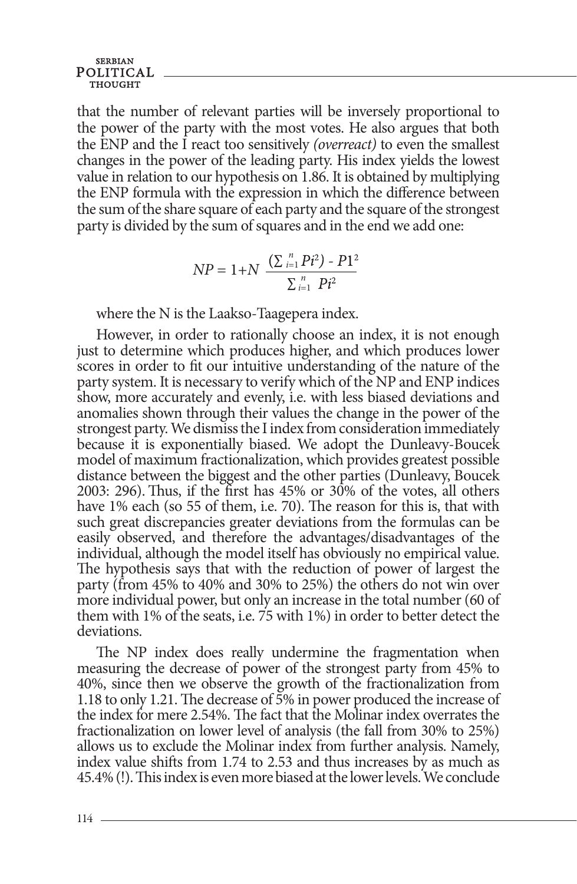that the number of relevant parties will be inversely proportional to the power of the party with the most votes. He also argues that both the ENP and the I react too sensitively *(overreact)* to even the smallest changes in the power of the leading party. His index yields the lowest value in relation to our hypothesis on 1.86. It is obtained by multiplying the ENP formula with the expression in which the difference between the sum of the share square of each party and the square of the strongest party is divided by the sum of squares and in the end we add one:

$$NP = 1{+}N \ \frac{(\sum_{i=1}^{n} Pi^2) - P1^2}{\sum_{i=1}^{n} \ Pi^2}$$

where the N is the Laakso-Taagepera index.

However, in order to rationally choose an index, it is not enough just to determine which produces higher, and which produces lower scores in order to fit our intuitive understanding of the nature of the party system. It is necessary to verify which of the NP and ENP indices show, more accurately and evenly, i.e. with less biased deviations and anomalies shown through their values the change in the power of the strongest party. We dismiss the I index from consideration immediately because it is exponentially biased. We adopt the Dunleavy-Boucek model of maximum fractionalization, which provides greatest possible distance between the biggest and the other parties (Dunleavy, Boucek 2003: 296). Thus, if the first has 45% or 30% of the votes, all others have 1% each (so 55 of them, i.e. 70). The reason for this is, that with such great discrepancies greater deviations from the formulas can be easily observed, and therefore the advantages/disadvantages of the individual, although the model itself has obviously no empirical value. The hypothesis says that with the reduction of power of largest the party (from 45% to 40% and 30% to 25%) the others do not win over more individual power, but only an increase in the total number (60 of them with 1% of the seats, i.e. 75 with 1%) in order to better detect the deviations.

The NP index does really undermine the fragmentation when measuring the decrease of power of the strongest party from 45% to 40%, since then we observe the growth of the fractionalization from 1.18 to only 1.21. The decrease of 5% in power produced the increase of the index for mere 2.54%. The fact that the Molinar index overrates the fractionalization on lower level of analysis (the fall from 30% to 25%) allows us to exclude the Molinar index from further analysis. Namely, index value shifts from 1.74 to 2.53 and thus increases by as much as 45.4% (!). This index is even more biased at the lower levels. We conclude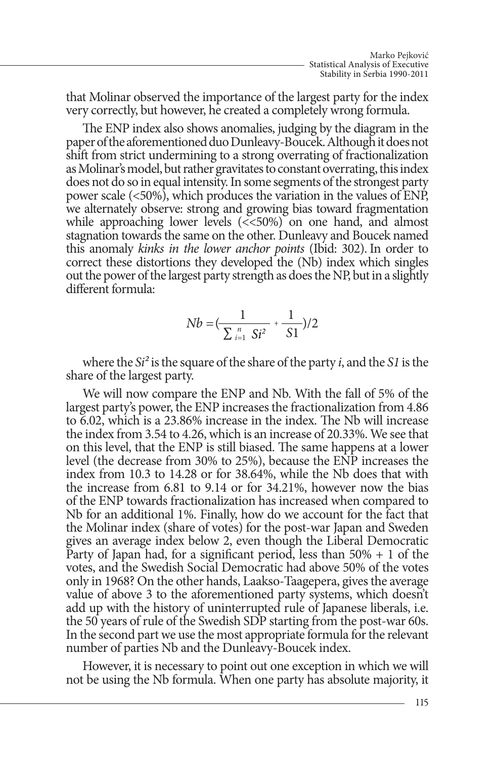that Molinar observed the importance of the largest party for the index very correctly, but however, he created a completely wrong formula.

The ENP index also shows anomalies, judging by the diagram in the paper of the aforementioned duo Dunleavy-Boucek. Although it does not shift from strict undermining to a strong overrating of fractionalization as Molinar's model, but rather gravitates to constant overrating, this index does not do so in equal intensity. In some segments of the strongest party power scale (<50%), which produces the variation in the values of ENP, we alternately observe: strong and growing bias toward fragmentation while approaching lower levels (<<50%) on one hand, and almost stagnation towards the same on the other. Dunleavy and Boucek named this anomaly *kinks in the lower anchor points* (Ibid: 302). In order to correct these distortions they developed the (Nb) index which singles out the power of the largest party strength as does the NP, but in a slightly different formula:

$$Nb = \left(\frac{1}{\sum_{i=1}^{n} Si^2} + \frac{1}{S1}\right)/2$$

where the $Si^2$ is the square of the share of the party *i*, and the *S1* is the share of the largest party.

We will now compare the ENP and Nb. With the fall of 5% of the largest party's power, the ENP increases the fractionalization from 4.86 to 6.02, which is a 23.86% increase in the index. The Nb will increase the index from 3.54 to 4.26, which is an increase of 20.33%. We see that on this level, that the ENP is still biased. The same happens at a lower level (the decrease from 30% to 25%), because the ENP increases the index from 10.3 to 14.28 or for 38.64%, while the Nb does that with the increase from 6.81 to 9.14 or for 34.21%, however now the bias of the ENP towards fractionalization has increased when compared to Nb for an additional 1%. Finally, how do we account for the fact that the Molinar index (share of votes) for the post-war Japan and Sweden gives an average index below 2, even though the Liberal Democratic Party of Japan had, for a significant period, less than 50% + 1 of the votes, and the Swedish Social Democratic had above 50% of the votes only in 1968? On the other hands, Laakso-Taagepera, gives the average value of above 3 to the aforementioned party systems, which doesn't add up with the history of uninterrupted rule of Japanese liberals, i.e. the 50 years of rule of the Swedish SDP starting from the post-war 60s. In the second part we use the most appropriate formula for the relevant number of parties Nb and the Dunleavy-Boucek index.

However, it is necessary to point out one exception in which we will not be using the Nb formula. When one party has absolute majority, it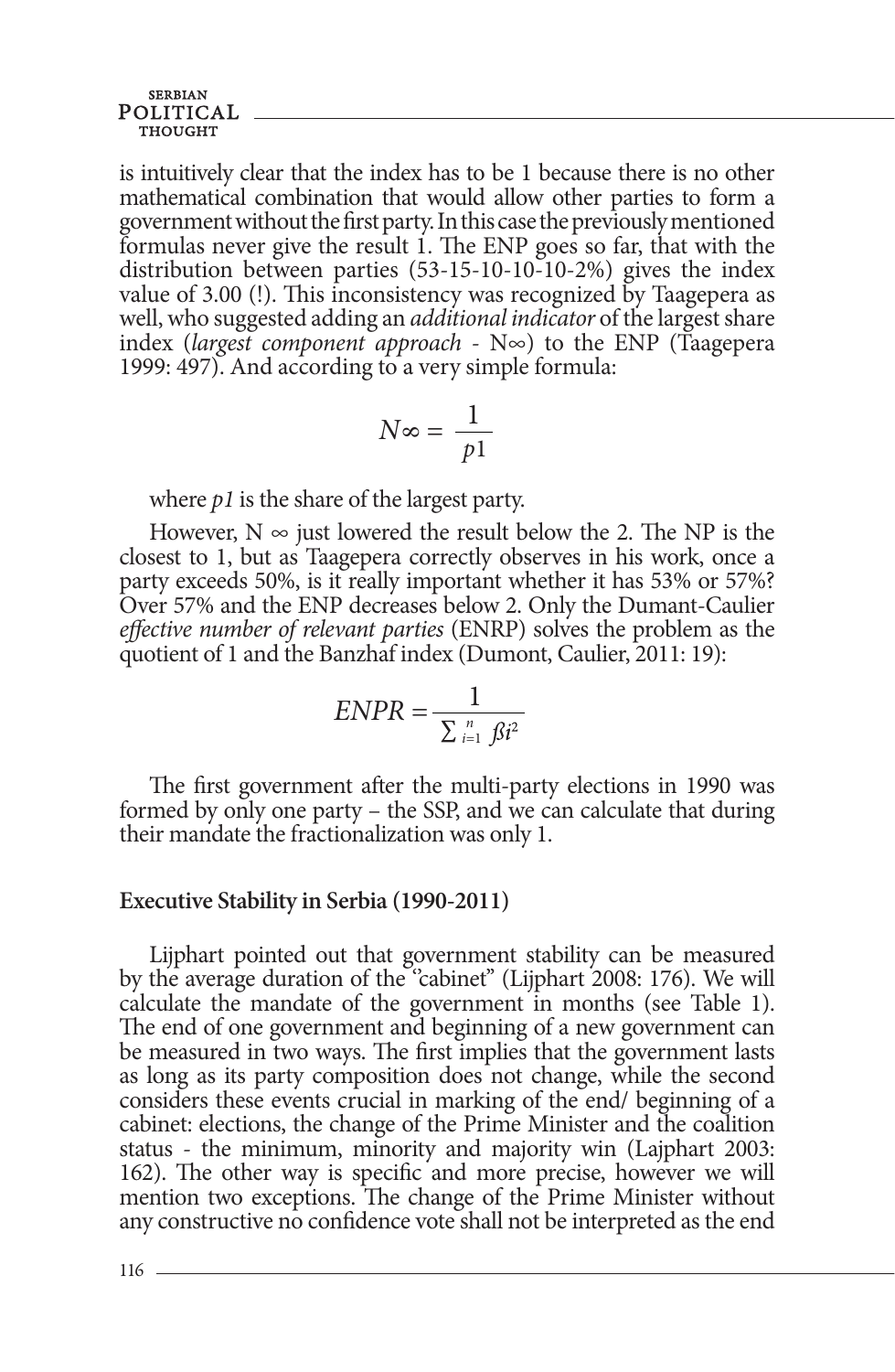is intuitively clear that the index has to be 1 because there is no other mathematical combination that would allow other parties to form a government without the first party. In this case the previously mentioned formulas never give the result 1. The ENP goes so far, that with the distribution between parties (53-15-10-10-10-2%) gives the index value of 3.00 (!). This inconsistency was recognized by Taagepera as well, who suggested adding an *additional indicator* of the largest share index (*largest component approach* - N∞) to the ENP (Taagepera 1999: 497). And according to a very simple formula:

$$N\infty = \frac{1}{p1}$$

where *p1* is the share of the largest party.

However, N ∞ just lowered the result below the 2. The NP is the closest to 1, but as Taagepera correctly observes in his work, once a party exceeds 50%, is it really important whether it has 53% or 57%? Over 57% and the ENP decreases below 2. Only the Dumant-Caulier *effective number of relevant parties* (ENRP) solves the problem as the quotient of 1 and the Banzhaf index (Dumont, Caulier, 2011: 19):

$$ENPR = \frac{1}{\sum_{i=1}^{n} ßi^2}$$

The first government after the multi-party elections in 1990 was formed by only one party – the SSP, and we can calculate that during their mandate the fractionalization was only 1.

### Executive Stability in Serbia (1990-2011)

Lijphart pointed out that government stability can be measured by the average duration of the "cabinet" (Lijphart 2008: 176). We will calculate the mandate of the government in months (see Table 1). The end of one government and beginning of a new government can be measured in two ways. The first implies that the government lasts as long as its party composition does not change, while the second considers these events crucial in marking of the end/ beginning of a cabinet: elections, the change of the Prime Minister and the coalition status - the minimum, minority and majority win (Lajphart 2003: 162). The other way is specific and more precise, however we will mention two exceptions. The change of the Prime Minister without any constructive no confidence vote shall not be interpreted as the end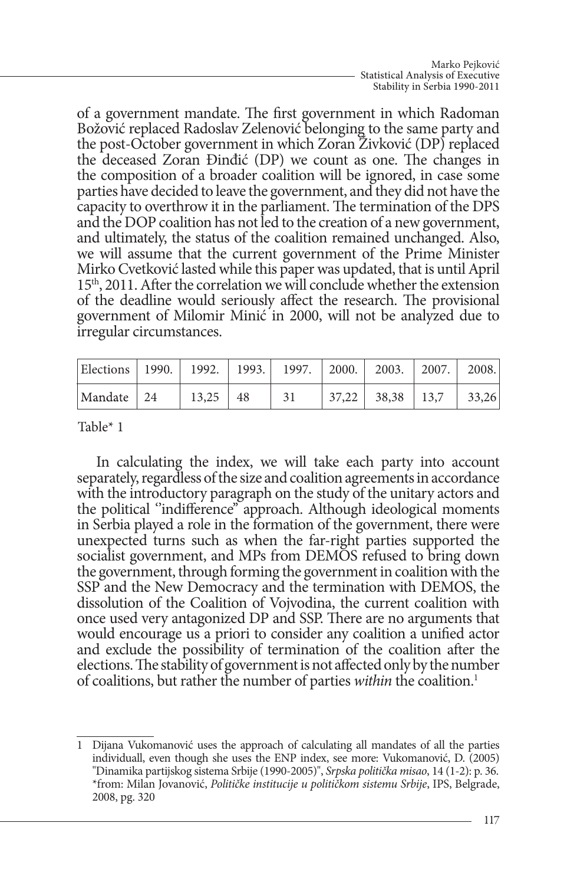of a government mandate. The first government in which Radoman Božović replaced Radoslav Zelenović belonging to the same party and the post-October government in which Zoran Živković (DP) replaced the deceased Zoran Đinđić (DP) we count as one. The changes in the composition of a broader coalition will be ignored, in case some parties have decided to leave the government, and they did not have the capacity to overthrow it in the parliament. The termination of the DPS and the DOP coalition has not led to the creation of a new government, and ultimately, the status of the coalition remained unchanged. Also, we will assume that the current government of the Prime Minister Mirko Cvetković lasted while this paper was updated, that is until April 15th, 2011. After the correlation we will conclude whether the extension of the deadline would seriously affect the research. The provisional government of Milomir Minić in 2000, will not be analyzed due to irregular circumstances.

| Elections | 1990. | 1992. | 1993. | 1997. | 2000. | 2003. | 2007. | 2008. |
|---|---|---|---|---|---|---|---|---|
| Mandate | 24 | 13,25 | 48 | 31 | 37,22 | 38,38 | 13,7 | 33,26 |

Table* 1

In calculating the index, we will take each party into account separately, regardless of the size and coalition agreements in accordance with the introductory paragraph on the study of the unitary actors and the political ''indifference" approach. Although ideological moments in Serbia played a role in the formation of the government, there were unexpected turns such as when the far-right parties supported the socialist government, and MPs from DEMOS refused to bring down the government, through forming the government in coalition with the SSP and the New Democracy and the termination with DEMOS, the dissolution of the Coalition of Vojvodina, the current coalition with once used very antagonized DP and SSP. There are no arguments that would encourage us a priori to consider any coalition a unified actor and exclude the possibility of termination of the coalition after the elections. The stability of government is not affected only by the number of coalitions, but rather the number of parties *within* the coalition.[1]

---

[1] Dijana Vukomanović uses the approach of calculating all mandates of all the parties individuall, even though she uses the ENP index, see more: Vukomanović, D. (2005) "Dinamika partijskog sistema Srbije (1990-2005)", *Srpska politička misao*, 14 (1-2): p. 36.
*from: Milan Jovanović, *Političke institucije u političkom sistemu Srbije*, IPS, Belgrade, 2008, pg. 320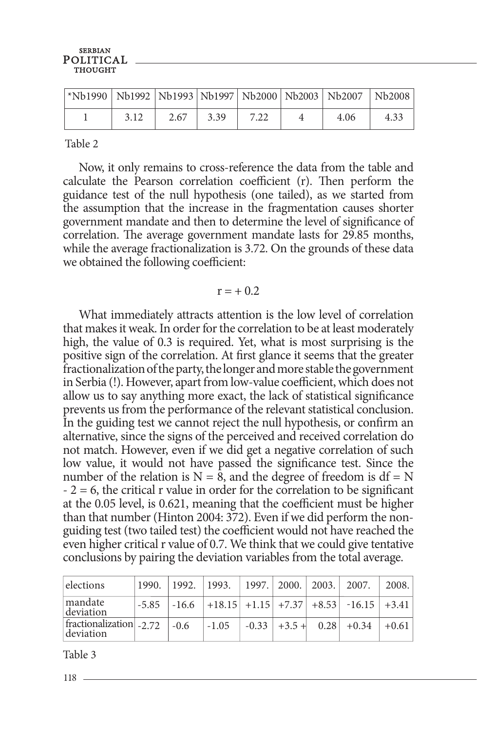| *Nb1990 | Nb1992 | Nb1993 | Nb1997 | Nb2000 | Nb2003 | Nb2007 | Nb2008 |
|---|---|---|---|---|---|---|---|
| 1 | 3.12 | 2.67 | 3.39 | 7.22 | 4 | 4.06 | 4.33 |

Table 2

Now, it only remains to cross-reference the data from the table and calculate the Pearson correlation coefficient (r). Then perform the guidance test of the null hypothesis (one tailed), as we started from the assumption that the increase in the fragmentation causes shorter government mandate and then to determine the level of significance of correlation. The average government mandate lasts for 29.85 months, while the average fractionalization is 3.72. On the grounds of these data we obtained the following coefficient:

$$r = + 0.2$$

What immediately attracts attention is the low level of correlation that makes it weak. In order for the correlation to be at least moderately high, the value of 0.3 is required. Yet, what is most surprising is the positive sign of the correlation. At first glance it seems that the greater fractionalization of the party, the longer and more stable the government in Serbia (!). However, apart from low-value coefficient, which does not allow us to say anything more exact, the lack of statistical significance prevents us from the performance of the relevant statistical conclusion. In the guiding test we cannot reject the null hypothesis, or confirm an alternative, since the signs of the perceived and received correlation do not match. However, even if we did get a negative correlation of such low value, it would not have passed the significance test. Since the number of the relation is N = 8, and the degree of freedom is df = N - 2 = 6, the critical r value in order for the correlation to be significant at the 0.05 level, is 0.621, meaning that the coefficient must be higher than that number (Hinton 2004: 372). Even if we did perform the non-guiding test (two tailed test) the coefficient would not have reached the even higher critical r value of 0.7. We think that we could give tentative conclusions by pairing the deviation variables from the total average.

| elections | 1990. | 1992. | 1993. | 1997. | 2000. | 2003. | 2007. | 2008. |
|---|---|---|---|---|---|---|---|---|
| mandate deviation | -5.85 | -16.6 | +18.15 | +1.15 | +7.37 | +8.53 | -16.15 | +3.41 |
| fractionalization deviation | -2.72 | -0.6 | -1.05 | -0.33 | +3.5 + | 0.28 | +0.34 | +0.61 |

Table 3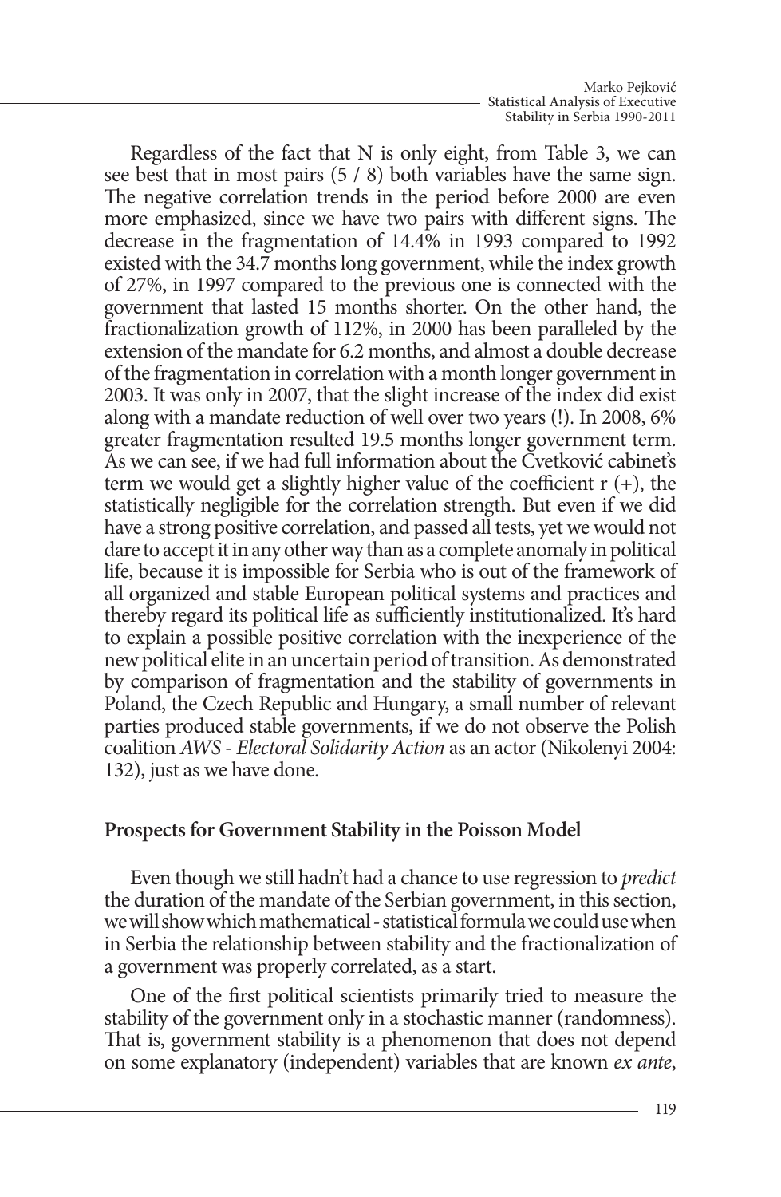Regardless of the fact that N is only eight, from Table 3, we can see best that in most pairs (5 / 8) both variables have the same sign. The negative correlation trends in the period before 2000 are even more emphasized, since we have two pairs with different signs. The decrease in the fragmentation of 14.4% in 1993 compared to 1992 existed with the 34.7 months long government, while the index growth of 27%, in 1997 compared to the previous one is connected with the government that lasted 15 months shorter. On the other hand, the fractionalization growth of 112%, in 2000 has been paralleled by the extension of the mandate for 6.2 months, and almost a double decrease of the fragmentation in correlation with a month longer government in 2003. It was only in 2007, that the slight increase of the index did exist along with a mandate reduction of well over two years (!). In 2008, 6% greater fragmentation resulted 19.5 months longer government term. As we can see, if we had full information about the Cvetković cabinet's term we would get a slightly higher value of the coefficient r (+), the statistically negligible for the correlation strength. But even if we did have a strong positive correlation, and passed all tests, yet we would not dare to accept it in any other way than as a complete anomaly in political life, because it is impossible for Serbia who is out of the framework of all organized and stable European political systems and practices and thereby regard its political life as sufficiently institutionalized. It's hard to explain a possible positive correlation with the inexperience of the new political elite in an uncertain period of transition. As demonstrated by comparison of fragmentation and the stability of governments in Poland, the Czech Republic and Hungary, a small number of relevant parties produced stable governments, if we do not observe the Polish coalition *AWS - Electoral Solidarity Action* as an actor (Nikolenyi 2004: 132), just as we have done.

## Prospects for Government Stability in the Poisson Model

Even though we still hadn't had a chance to use regression to *predict* the duration of the mandate of the Serbian government, in this section, we will show which mathematical - statistical formula we could use when in Serbia the relationship between stability and the fractionalization of a government was properly correlated, as a start.

One of the first political scientists primarily tried to measure the stability of the government only in a stochastic manner (randomness). That is, government stability is a phenomenon that does not depend on some explanatory (independent) variables that are known *ex ante*,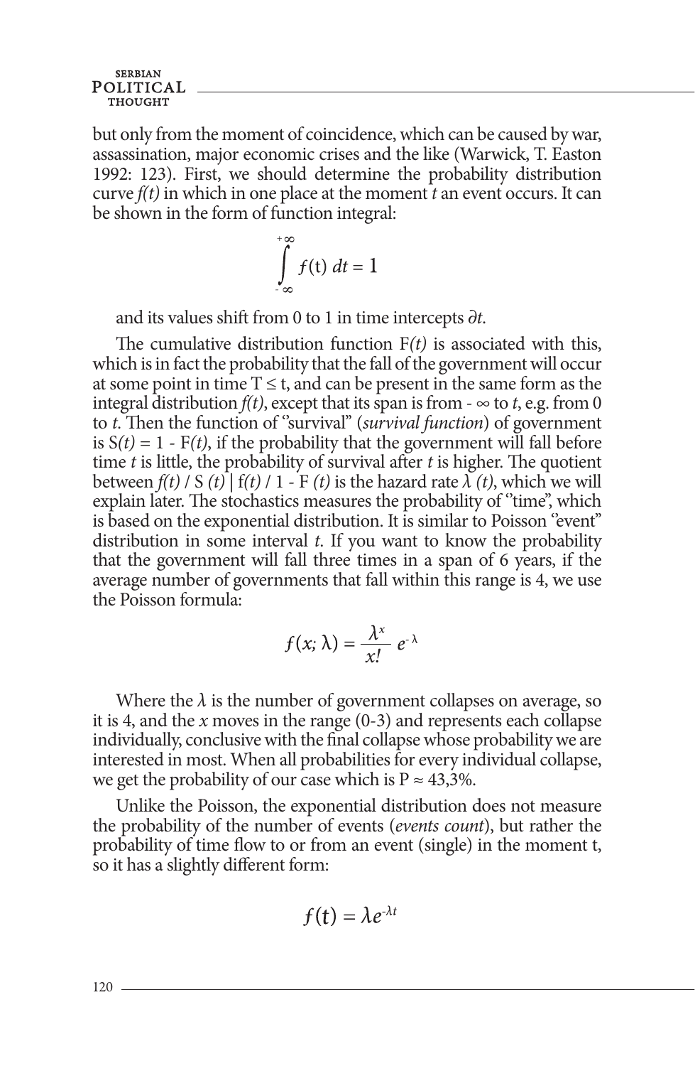but only from the moment of coincidence, which can be caused by war, assassination, major economic crises and the like (Warwick, T. Easton 1992: 123). First, we should determine the probability distribution curve *f(t)* in which in one place at the moment *t* an event occurs. It can be shown in the form of function integral:

$$\int_{-\infty}^{+\infty} f(\mathrm{t})\, dt = 1$$

and its values shift from 0 to 1 in time intercepts $\partial t$.

The cumulative distribution function F*(t)* is associated with this, which is in fact the probability that the fall of the government will occur at some point in time $T \leq t$, and can be present in the same form as the integral distribution *f(t)*, except that its span is from $-\infty$ to *t*, e.g. from 0 to *t*. Then the function of "survival" (*survival function*) of government is $S(t) = 1 - F(t)$, if the probability that the government will fall before time *t* is little, the probability of survival after *t* is higher. The quotient between $f(t) / S(t) \mid f(t) / 1 - F(t)$ is the hazard rate $\lambda(t)$, which we will explain later. The stochastics measures the probability of "time", which is based on the exponential distribution. It is similar to Poisson "event" distribution in some interval *t*. If you want to know the probability that the government will fall three times in a span of 6 years, if the average number of governments that fall within this range is 4, we use the Poisson formula:

$$f(x; \lambda) = \frac{\lambda^x}{x!}\, e^{-\lambda}$$

Where the $\lambda$ is the number of government collapses on average, so it is 4, and the *x* moves in the range (0-3) and represents each collapse individually, conclusive with the final collapse whose probability we are interested in most. When all probabilities for every individual collapse, we get the probability of our case which is $P \approx 43{,}3\%$.

Unlike the Poisson, the exponential distribution does not measure the probability of the number of events (*events count*), but rather the probability of time flow to or from an event (single) in the moment t, so it has a slightly different form:

$$f(\mathrm{t}) = \lambda e^{-\lambda t}$$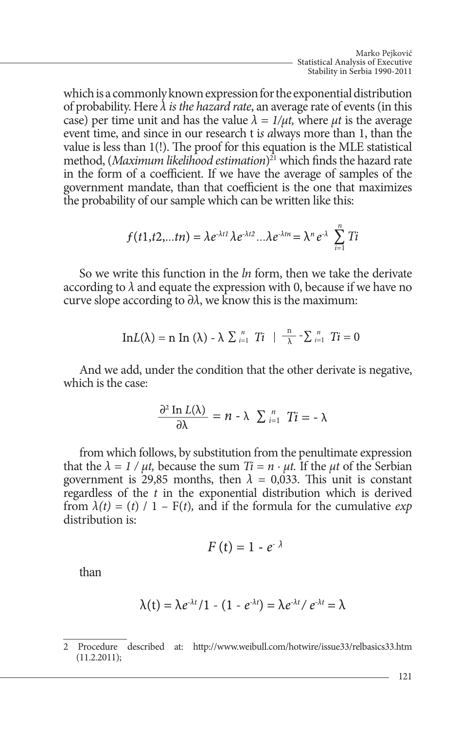which is a commonly known expression for the exponential distribution of probability. Here $\lambda$ *is the hazard rate*, an average rate of events (in this case) per time unit and has the value $\lambda = 1/\mu t$, where $\mu t$ is the average event time, and since in our research t i*s a*lways more than 1, than the value is less than 1(!). The proof for this equation is the MLE statistical method, (*Maximum likelihood estimation*)[21] which finds the hazard rate in the form of a coefficient. If we have the average of samples of the government mandate, than that coefficient is the one that maximizes the probability of our sample which can be written like this:

$$f(t1,t2,...tn) = \lambda e^{-\lambda t1} \lambda e^{-\lambda t2} ... \lambda e^{-\lambda tn} = \lambda^n e^{-\lambda} \sum_{i=1}^{n} Ti$$

So we write this function in the *ln* form, then we take the derivate according to $\lambda$ and equate the expression with 0, because if we have no curve slope according to $\partial\lambda$, we know this is the maximum:

$$\text{In}L(\lambda) = \text{n In}(\lambda) - \lambda \sum_{i=1}^{n} Ti \;\; | \;\; \frac{\text{n}}{\lambda} - \sum_{i=1}^{n} Ti = 0$$

And we add, under the condition that the other derivate is negative, which is the case:

$$\frac{\partial^2 \text{In } L(\lambda)}{\partial\lambda} = n - \lambda \sum_{i=1}^{n} Ti = -\lambda$$

from which follows, by substitution from the penultimate expression that the $\lambda = 1 / \mu t$, because the sum $Ti = n \cdot \mu t$. If the $\mu t$ of the Serbian government is 29,85 months, then $\lambda = 0{,}033$. This unit is constant regardless of the $t$ in the exponential distribution which is derived from $\lambda(t) = (t) / 1 - \text{F}(t)$, and if the formula for the cumulative *exp* distribution is:

$$F(\text{t}) = 1 - e^{-\lambda}$$

than

$$\lambda(\text{t}) = \lambda e^{-\lambda t} / 1 - (1 - e^{-\lambda t}) = \lambda e^{-\lambda t} / e^{-\lambda t} = \lambda$$

---

2 Procedure described at: http://www.weibull.com/hotwire/issue33/relbasics33.htm (11.2.2011);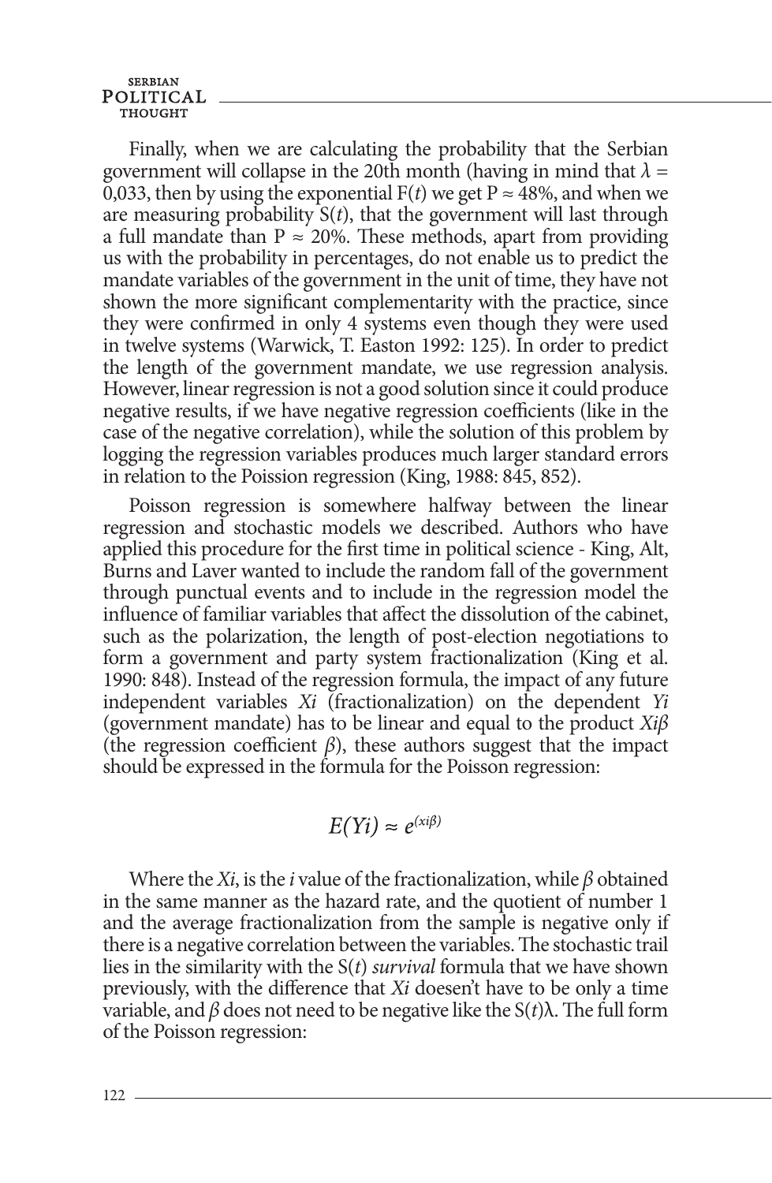Finally, when we are calculating the probability that the Serbian government will collapse in the 20th month (having in mind that $\lambda = 0{,}033$, then by using the exponential F($t$) we get P ≈ 48%, and when we are measuring probability S($t$), that the government will last through a full mandate than P ≈ 20%. These methods, apart from providing us with the probability in percentages, do not enable us to predict the mandate variables of the government in the unit of time, they have not shown the more significant complementarity with the practice, since they were confirmed in only 4 systems even though they were used in twelve systems (Warwick, T. Easton 1992: 125). In order to predict the length of the government mandate, we use regression analysis. However, linear regression is not a good solution since it could produce negative results, if we have negative regression coefficients (like in the case of the negative correlation), while the solution of this problem by logging the regression variables produces much larger standard errors in relation to the Poission regression (King, 1988: 845, 852).

Poisson regression is somewhere halfway between the linear regression and stochastic models we described. Authors who have applied this procedure for the first time in political science - King, Alt, Burns and Laver wanted to include the random fall of the government through punctual events and to include in the regression model the influence of familiar variables that affect the dissolution of the cabinet, such as the polarization, the length of post-election negotiations to form a government and party system fractionalization (King et al. 1990: 848). Instead of the regression formula, the impact of any future independent variables $Xi$ (fractionalization) on the dependent $Yi$ (government mandate) has to be linear and equal to the product $Xi\beta$ (the regression coefficient $\beta$), these authors suggest that the impact should be expressed in the formula for the Poisson regression:

$$E(Yi) \approx e^{(xi\beta)}$$

Where the $Xi$, is the $i$ value of the fractionalization, while $\beta$ obtained in the same manner as the hazard rate, and the quotient of number 1 and the average fractionalization from the sample is negative only if there is a negative correlation between the variables. The stochastic trail lies in the similarity with the S($t$) *survival* formula that we have shown previously, with the difference that $Xi$ doesen't have to be only a time variable, and $\beta$ does not need to be negative like the S($t$)λ. The full form of the Poisson regression: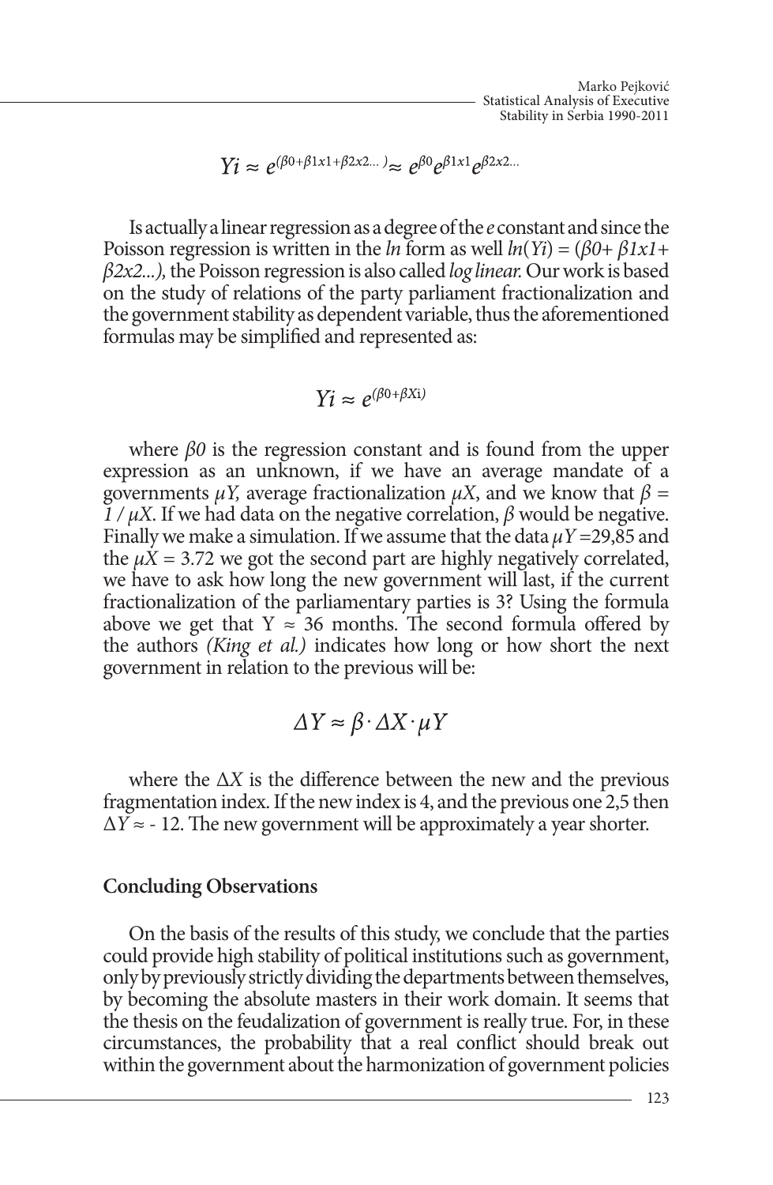$$Yi \approx e^{(\beta 0+\beta 1x1+\beta 2x2...)} \approx e^{\beta 0} e^{\beta 1x1} e^{\beta 2x2...}$$

Is actually a linear regression as a degree of the *e* constant and since the Poisson regression is written in the *ln* form as well $ln(Yi) = (\beta 0 + \beta 1x1 + \beta 2x2...)$, the Poisson regression is also called *log linear.* Our work is based on the study of relations of the party parliament fractionalization and the government stability as dependent variable, thus the aforementioned formulas may be simplified and represented as:

$$Yi \approx e^{(\beta 0+\beta Xi)}$$

where $\beta 0$ is the regression constant and is found from the upper expression as an unknown, if we have an average mandate of a governments $\mu Y$, average fractionalization $\mu X$, and we know that $\beta = 1 / \mu X$. If we had data on the negative correlation, $\beta$ would be negative. Finally we make a simulation. If we assume that the data $\mu Y$ =29,85 and the $\mu X$ = 3.72 we got the second part are highly negatively correlated, we have to ask how long the new government will last, if the current fractionalization of the parliamentary parties is 3? Using the formula above we get that Y ≈ 36 months. The second formula offered by the authors *(King et al.)* indicates how long or how short the next government in relation to the previous will be:

$$\Delta Y \approx \beta \cdot \Delta X \cdot \mu Y$$

where the $\Delta X$ is the difference between the new and the previous fragmentation index. If the new index is 4, and the previous one 2,5 then $\Delta Y \approx -12$. The new government will be approximately a year shorter.

## Concluding Observations

On the basis of the results of this study, we conclude that the parties could provide high stability of political institutions such as government, only by previously strictly dividing the departments between themselves, by becoming the absolute masters in their work domain. It seems that the thesis on the feudalization of government is really true. For, in these circumstances, the probability that a real conflict should break out within the government about the harmonization of government policies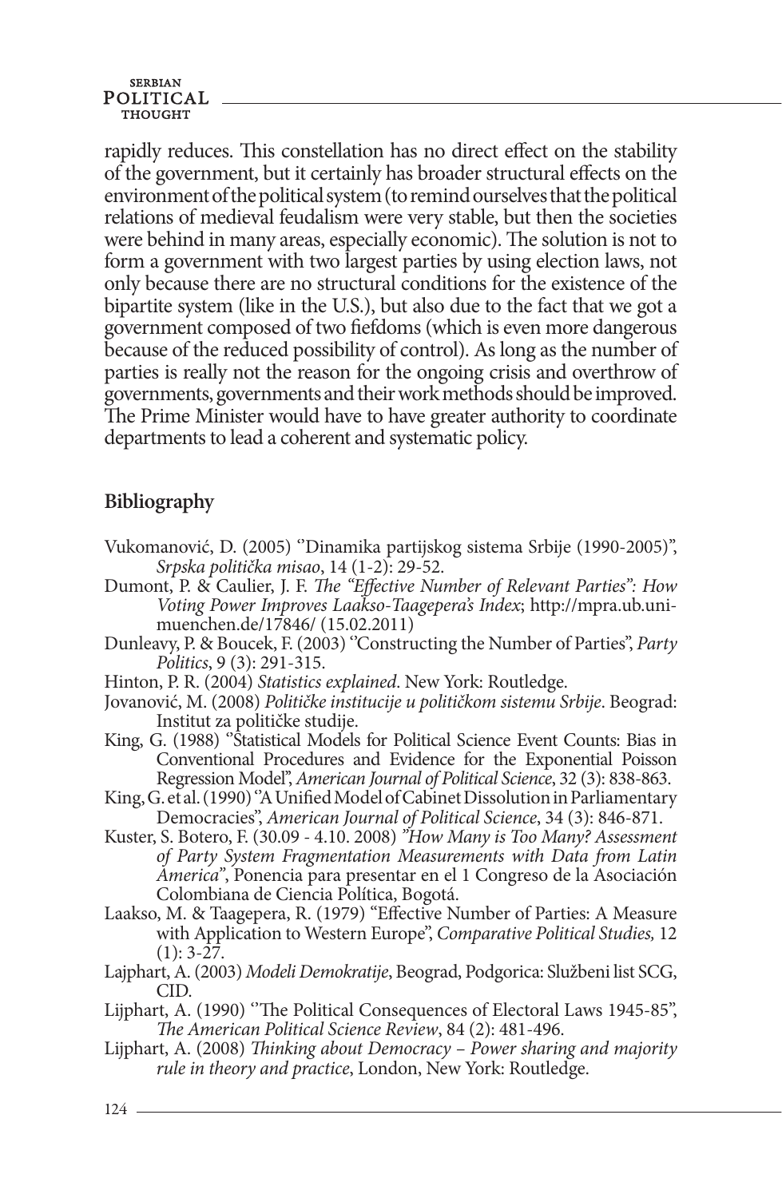rapidly reduces. This constellation has no direct effect on the stability of the government, but it certainly has broader structural effects on the environment of the political system (to remind ourselves that the political relations of medieval feudalism were very stable, but then the societies were behind in many areas, especially economic). The solution is not to form a government with two largest parties by using election laws, not only because there are no structural conditions for the existence of the bipartite system (like in the U.S.), but also due to the fact that we got a government composed of two fiefdoms (which is even more dangerous because of the reduced possibility of control). As long as the number of parties is really not the reason for the ongoing crisis and overthrow of governments, governments and their work methods should be improved. The Prime Minister would have to have greater authority to coordinate departments to lead a coherent and systematic policy.

## Bibliography

Vukomanović, D. (2005) ''Dinamika partijskog sistema Srbije (1990-2005)", *Srpska politička misao*, 14 (1-2): 29-52.

Dumont, P. & Caulier, J. F. *The "Effective Number of Relevant Parties": How Voting Power Improves Laakso-Taagepera's Index*; http://mpra.ub.uni-muenchen.de/17846/ (15.02.2011)

Dunleavy, P. & Boucek, F. (2003) ''Constructing the Number of Parties", *Party Politics*, 9 (3): 291-315.

Hinton, P. R. (2004) *Statistics explained*. New York: Routledge.

Jovanović, M. (2008) *Političke institucije u političkom sistemu Srbije*. Beograd: Institut za političke studije.

King, G. (1988) ''Statistical Models for Political Science Event Counts: Bias in Conventional Procedures and Evidence for the Exponential Poisson Regression Model", *American Journal of Political Science*, 32 (3): 838-863.

King, G. et al. (1990) ''A Unified Model of Cabinet Dissolution in Parliamentary Democracies", *American Journal of Political Science*, 34 (3): 846-871.

Kuster, S. Botero, F. (30.09 - 4.10. 2008) *"How Many is Too Many? Assessment of Party System Fragmentation Measurements with Data from Latin America"*, Ponencia para presentar en el 1 Congreso de la Asociación Colombiana de Ciencia Política, Bogotá.

Laakso, M. & Taagepera, R. (1979) "Effective Number of Parties: A Measure with Application to Western Europe", *Comparative Political Studies,* 12 (1): 3-27.

Lajphart, A. (2003) *Modeli Demokratije*, Beograd, Podgorica: Službeni list SCG, CID.

Lijphart, A. (1990) ''The Political Consequences of Electoral Laws 1945-85", *The American Political Science Review*, 84 (2): 481-496.

Lijphart, A. (2008) *Thinking about Democracy – Power sharing and majority rule in theory and practice*, London, New York: Routledge.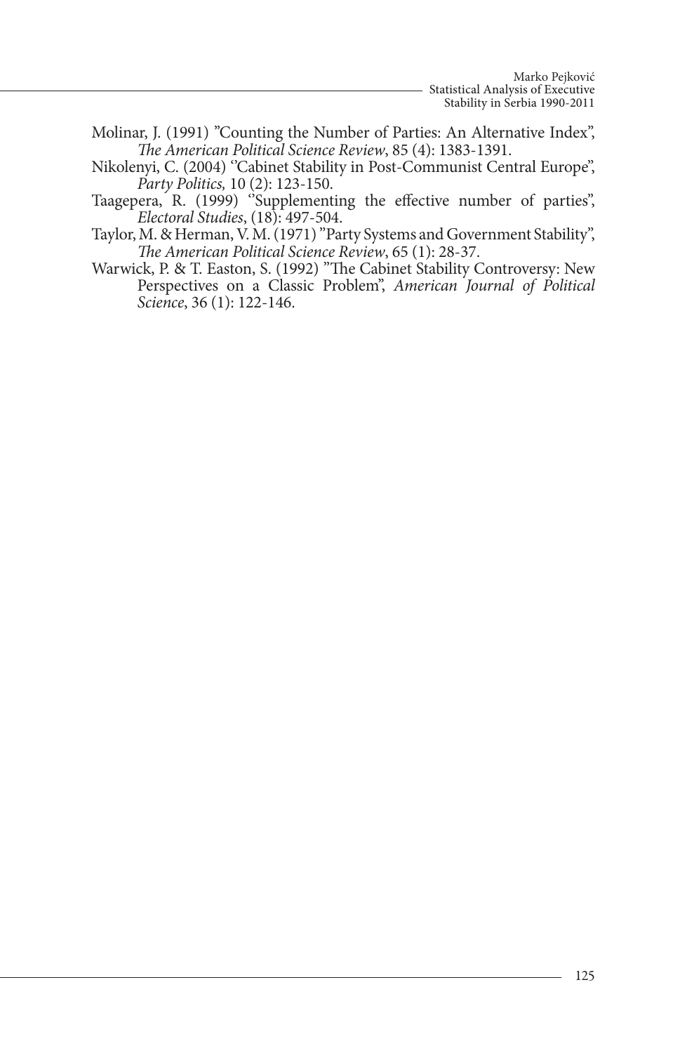Molinar, J. (1991) "Counting the Number of Parties: An Alternative Index", *The American Political Science Review*, 85 (4): 1383-1391.

Nikolenyi, C. (2004) ''Cabinet Stability in Post-Communist Central Europe", *Party Politics,* 10 (2): 123-150.

Taagepera, R. (1999) ''Supplementing the effective number of parties", *Electoral Studies*, (18): 497-504.

Taylor, M. & Herman, V. M. (1971) "Party Systems and Government Stability", *The American Political Science Review*, 65 (1): 28-37.

Warwick, P. & T. Easton, S. (1992) "The Cabinet Stability Controversy: New Perspectives on a Classic Problem", *American Journal of Political Science*, 36 (1): 122-146.